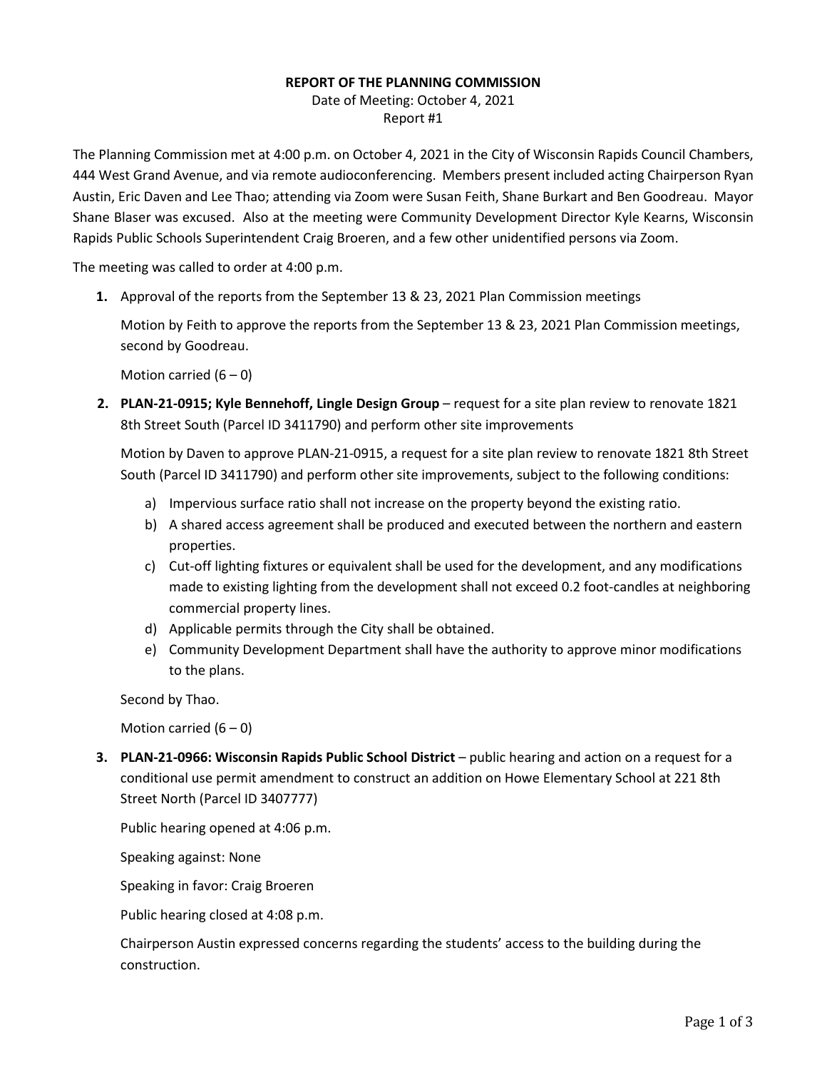**REPORT OF THE PLANNING COMMISSION**

Date of Meeting: October 4, 2021

Report #1

The Planning Commission met at 4:00 p.m. on October 4, 2021 in the City of Wisconsin Rapids Council Chambers, 444 West Grand Avenue, and via remote audioconferencing. Members present included acting Chairperson Ryan Austin, Eric Daven and Lee Thao; attending via Zoom were Susan Feith, Shane Burkart and Ben Goodreau. Mayor Shane Blaser was excused. Also at the meeting were Community Development Director Kyle Kearns, Wisconsin Rapids Public Schools Superintendent Craig Broeren, and a few other unidentified persons via Zoom.

The meeting was called to order at 4:00 p.m.

1. Approval of the reports from the September 13 & 23, 2021 Plan Commission meetings

   Motion by Feith to approve the reports from the September 13 & 23, 2021 Plan Commission meetings, second by Goodreau.

   Motion carried (6 – 0)

2. **PLAN-21-0915; Kyle Bennehoff, Lingle Design Group** – request for a site plan review to renovate 1821 8th Street South (Parcel ID 3411790) and perform other site improvements

   Motion by Daven to approve PLAN-21-0915, a request for a site plan review to renovate 1821 8th Street South (Parcel ID 3411790) and perform other site improvements, subject to the following conditions:

   a) Impervious surface ratio shall not increase on the property beyond the existing ratio.
   b) A shared access agreement shall be produced and executed between the northern and eastern properties.
   c) Cut-off lighting fixtures or equivalent shall be used for the development, and any modifications made to existing lighting from the development shall not exceed 0.2 foot-candles at neighboring commercial property lines.
   d) Applicable permits through the City shall be obtained.
   e) Community Development Department shall have the authority to approve minor modifications to the plans.

   Second by Thao.

   Motion carried (6 – 0)

3. **PLAN-21-0966: Wisconsin Rapids Public School District** – public hearing and action on a request for a conditional use permit amendment to construct an addition on Howe Elementary School at 221 8th Street North (Parcel ID 3407777)

   Public hearing opened at 4:06 p.m.

   Speaking against: None

   Speaking in favor: Craig Broeren

   Public hearing closed at 4:08 p.m.

   Chairperson Austin expressed concerns regarding the students' access to the building during the construction.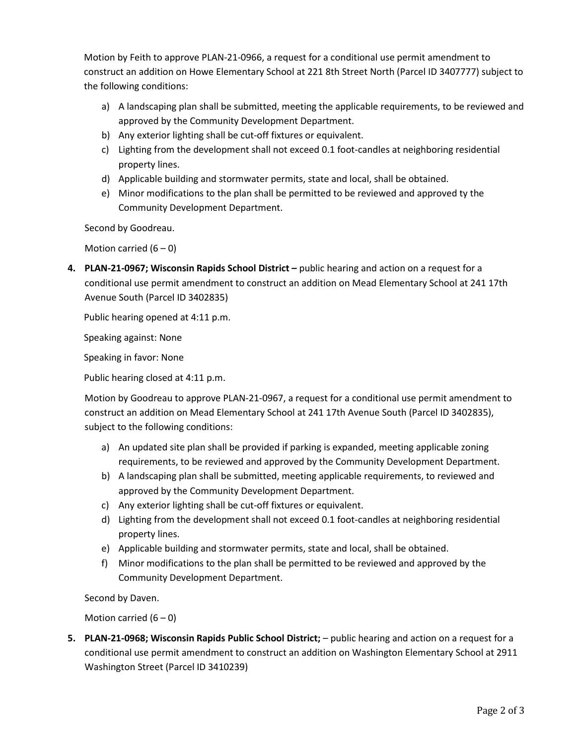Motion by Feith to approve PLAN-21-0966, a request for a conditional use permit amendment to construct an addition on Howe Elementary School at 221 8th Street North (Parcel ID 3407777) subject to the following conditions:

a) A landscaping plan shall be submitted, meeting the applicable requirements, to be reviewed and approved by the Community Development Department.
b) Any exterior lighting shall be cut-off fixtures or equivalent.
c) Lighting from the development shall not exceed 0.1 foot-candles at neighboring residential property lines.
d) Applicable building and stormwater permits, state and local, shall be obtained.
e) Minor modifications to the plan shall be permitted to be reviewed and approved ty the Community Development Department.

Second by Goodreau.

Motion carried (6 – 0)

4. **PLAN-21-0967; Wisconsin Rapids School District –** public hearing and action on a request for a conditional use permit amendment to construct an addition on Mead Elementary School at 241 17th Avenue South (Parcel ID 3402835)

   Public hearing opened at 4:11 p.m.

   Speaking against: None

   Speaking in favor: None

   Public hearing closed at 4:11 p.m.

   Motion by Goodreau to approve PLAN-21-0967, a request for a conditional use permit amendment to construct an addition on Mead Elementary School at 241 17th Avenue South (Parcel ID 3402835), subject to the following conditions:

   a) An updated site plan shall be provided if parking is expanded, meeting applicable zoning requirements, to be reviewed and approved by the Community Development Department.
   b) A landscaping plan shall be submitted, meeting applicable requirements, to reviewed and approved by the Community Development Department.
   c) Any exterior lighting shall be cut-off fixtures or equivalent.
   d) Lighting from the development shall not exceed 0.1 foot-candles at neighboring residential property lines.
   e) Applicable building and stormwater permits, state and local, shall be obtained.
   f) Minor modifications to the plan shall be permitted to be reviewed and approved by the Community Development Department.

   Second by Daven.

   Motion carried (6 – 0)

5. **PLAN-21-0968; Wisconsin Rapids Public School District;** – public hearing and action on a request for a conditional use permit amendment to construct an addition on Washington Elementary School at 2911 Washington Street (Parcel ID 3410239)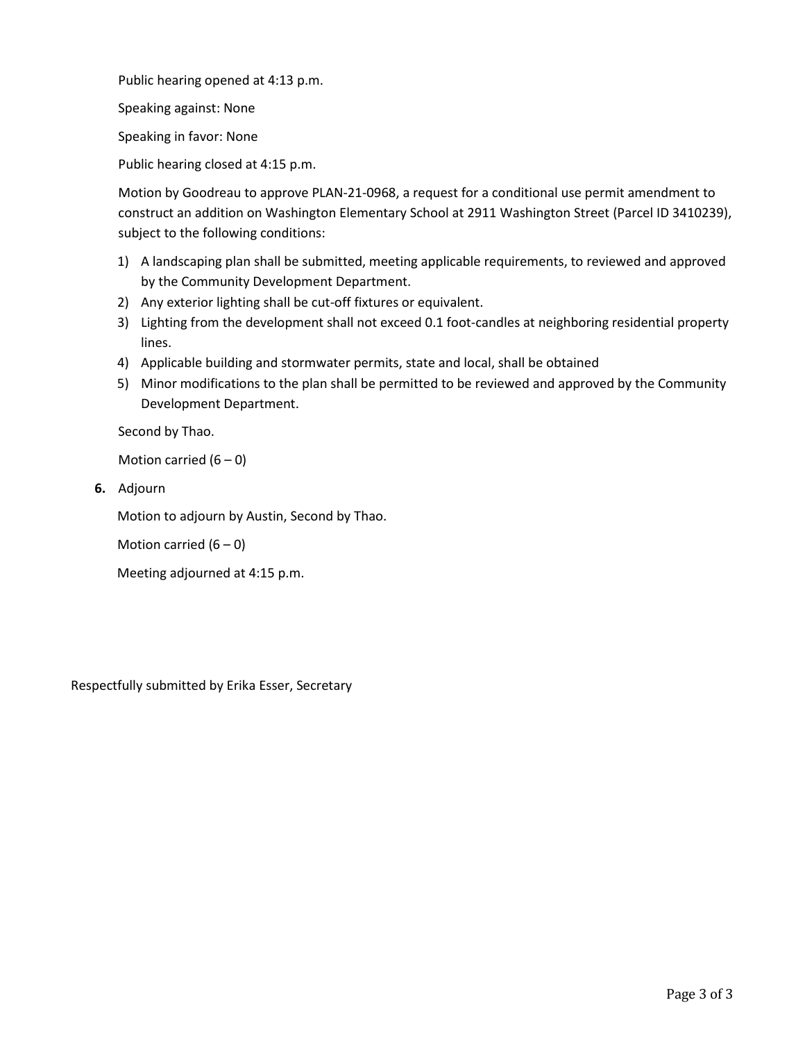Public hearing opened at 4:13 p.m.

Speaking against: None

Speaking in favor: None

Public hearing closed at 4:15 p.m.

Motion by Goodreau to approve PLAN-21-0968, a request for a conditional use permit amendment to construct an addition on Washington Elementary School at 2911 Washington Street (Parcel ID 3410239), subject to the following conditions:

1) A landscaping plan shall be submitted, meeting applicable requirements, to reviewed and approved by the Community Development Department.
2) Any exterior lighting shall be cut-off fixtures or equivalent.
3) Lighting from the development shall not exceed 0.1 foot-candles at neighboring residential property lines.
4) Applicable building and stormwater permits, state and local, shall be obtained
5) Minor modifications to the plan shall be permitted to be reviewed and approved by the Community Development Department.

Second by Thao.

Motion carried (6 – 0)

**6.** Adjourn

Motion to adjourn by Austin, Second by Thao.

Motion carried (6 – 0)

Meeting adjourned at 4:15 p.m.

Respectfully submitted by Erika Esser, Secretary